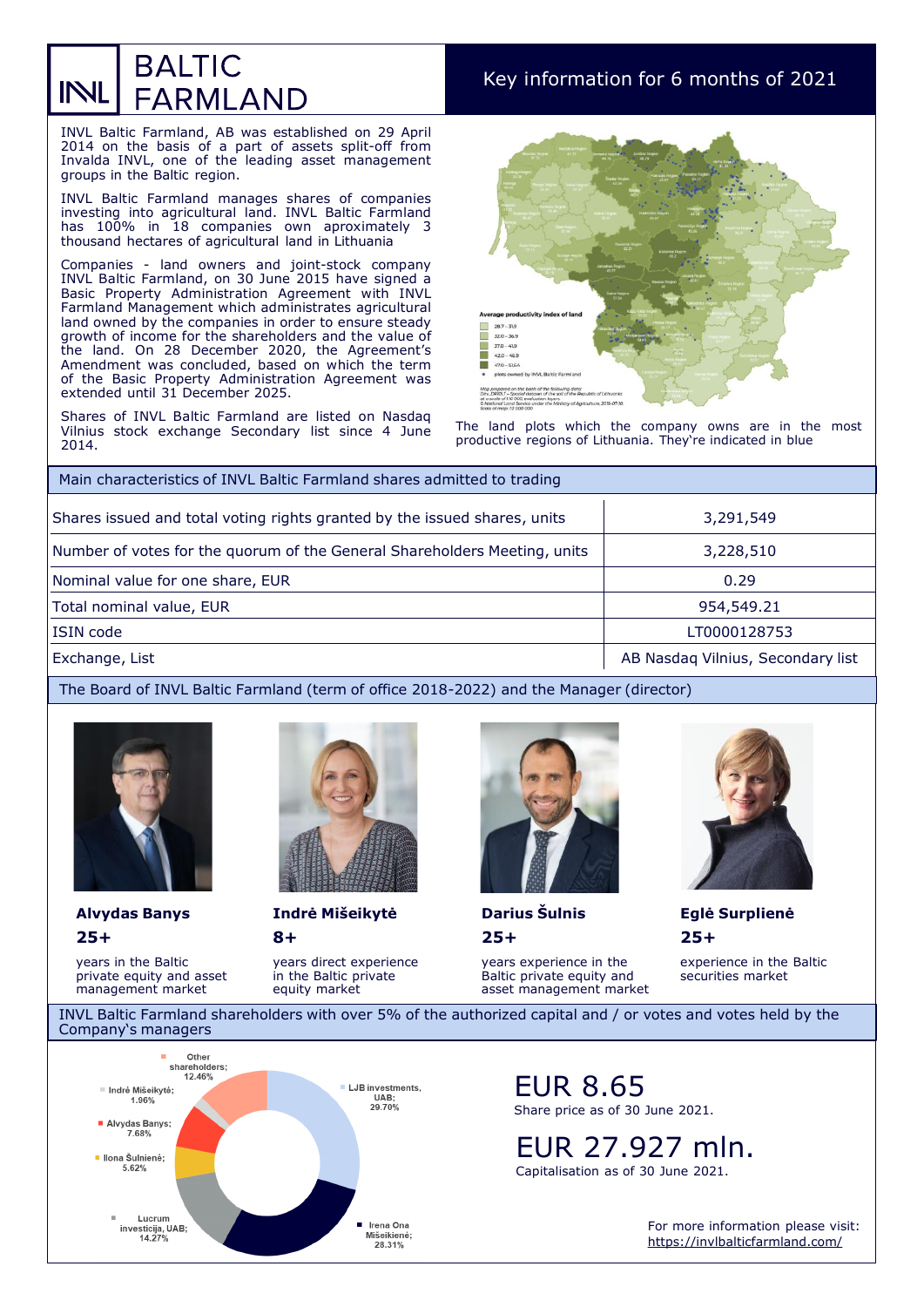# INVL BALTIC FARMLAND

## Key information for 6 months of 2021

INVL Baltic Farmland, AB was established on 29 April 2014 on the basis of a part of assets split-off from Invalda INVL, one of the leading asset management groups in the Baltic region.

INVL Baltic Farmland manages shares of companies investing into agricultural land. INVL Baltic Farmland has 100% in 18 companies own aproximately 3 thousand hectares of agricultural land in Lithuania

Companies - land owners and joint-stock company INVL Baltic Farmland, on 30 June 2015 have signed a Basic Property Administration Agreement with INVL Farmland Management which administrates agricultural land owned by the companies in order to ensure steady growth of income for the shareholders and the value of the land. On 28 December 2020, the Agreement's Amendment was concluded, based on which the term of the Basic Property Administration Agreement was extended until 31 December 2025.

Shares of INVL Baltic Farmland are listed on Nasdaq Vilnius stock exchange Secondary list since 4 June 2014.

Average productivity index of land

- 28.7 – 31.9
- 32.0 – 36.9
- 37.0 – 41.9
- 42.0 – 46.9
- 47.0 – 52.64
- plots owned by INVL Baltic Farmland

The land plots which the company owns are in the most productive regions of Lithuania. They're indicated in blue

## Main characteristics of INVL Baltic Farmland shares admitted to trading

| | |
|---|---|
| Shares issued and total voting rights granted by the issued shares, units | 3,291,549 |
| Number of votes for the quorum of the General Shareholders Meeting, units | 3,228,510 |
| Nominal value for one share, EUR | 0.29 |
| Total nominal value, EUR | 954,549.21 |
| ISIN code | LT0000128753 |
| Exchange, List | AB Nasdaq Vilnius, Secondary list |

## The Board of INVL Baltic Farmland (term of office 2018-2022) and the Manager (director)

**Alvydas Banys**
**25+**
years in the Baltic private equity and asset management market

**Indrė Mišeikytė**
**8+**
years direct experience in the Baltic private equity market

**Darius Šulnis**
**25+**
years experience in the Baltic private equity and asset management market

**Eglė Surplienė**
**25+**
experience in the Baltic securities market

## INVL Baltic Farmland shareholders with over 5% of the authorized capital and / or votes and votes held by the Company's managers

- LJB investments, UAB; 29.70%
- Irena Ona Mišeikienė; 28.31%
- Lucrum investicija, UAB; 14.27%
- Ilona Šulnienė; 5.62%
- Alvydas Banys; 7.68%
- Indrė Mišeikytė; 1.96%
- Other shareholders; 12.46%

**EUR 8.65**
Share price as of 30 June 2021.

**EUR 27.927 mln.**
Capitalisation as of 30 June 2021.

For more information please visit: https://invlbalticfarmland.com/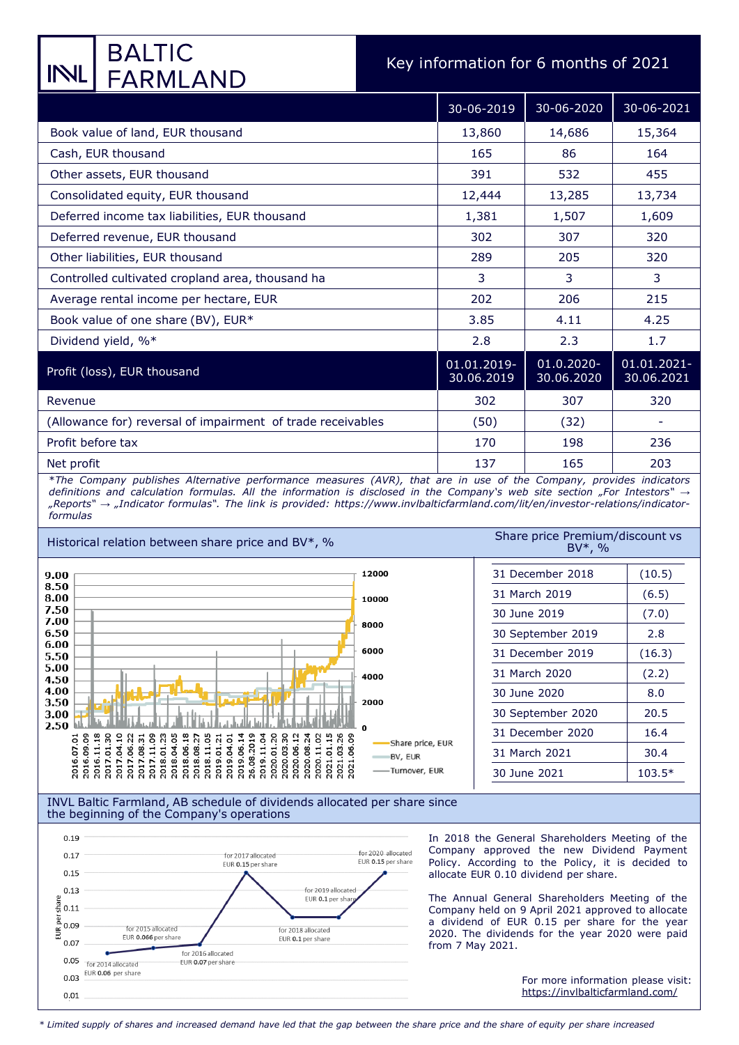# BALTIC FARMLAND

## Key information for 6 months of 2021

| | 30-06-2019 | 30-06-2020 | 30-06-2021 |
|---|---|---|---|
| Book value of land, EUR thousand | 13,860 | 14,686 | 15,364 |
| Cash, EUR thousand | 165 | 86 | 164 |
| Other assets, EUR thousand | 391 | 532 | 455 |
| Consolidated equity, EUR thousand | 12,444 | 13,285 | 13,734 |
| Deferred income tax liabilities, EUR thousand | 1,381 | 1,507 | 1,609 |
| Deferred revenue, EUR thousand | 302 | 307 | 320 |
| Other liabilities, EUR thousand | 289 | 205 | 320 |
| Controlled cultivated cropland area, thousand ha | 3 | 3 | 3 |
| Average rental income per hectare, EUR | 202 | 206 | 215 |
| Book value of one share (BV), EUR* | 3.85 | 4.11 | 4.25 |
| Dividend yield, %* | 2.8 | 2.3 | 1.7 |
| **Profit (loss), EUR thousand** | **01.01.2019-30.06.2019** | **01.0.2020-30.06.2020** | **01.01.2021-30.06.2021** |
| Revenue | 302 | 307 | 320 |
| (Allowance for) reversal of impairment of trade receivables | (50) | (32) | - |
| Profit before tax | 170 | 198 | 236 |
| Net profit | 137 | 165 | 203 |

*\*The Company publishes Alternative performance measures (AVR), that are in use of the Company, provides indicators definitions and calculation formulas. All the information is disclosed in the Company's web site section „For Intestors" → „Reports" → „Indicator formulas". The link is provided: https://www.invlbalticfarmland.com/lit/en/investor-relations/indicator-formulas*

### Historical relation between share price and BV*, %

9.00
8.50
8.00
7.50
7.00
6.50
6.00
5.50
5.00
4.50
4.00
3.50
3.00
2.50

12000
10000
8000
6000
4000
2000
0

2016.07.01, 2016.09.09, 2016.11.18, 2017.01.30, 2017.04.10, 2017.06.22, 2017.08.31, 2017.11.09, 2018.01.23, 2018.04.05, 2018.06.18, 2018.08.27, 2018.11.05, 2019.01.21, 2019.04.01, 2019.06.14, 26.08.2019, 2019.11.04, 2020.01.20, 2020.03.30, 2020.06.12, 2020.08.24, 2020.11.02, 2021.01.15, 2021.03.26, 2021.06.09

Share price, EUR
BV, EUR
Turnover, EUR

### Share price Premium/discount vs BV*, %

| | |
|---|---|
| 31 December 2018 | (10.5) |
| 31 March 2019 | (6.5) |
| 30 June 2019 | (7.0) |
| 30 September 2019 | 2.8 |
| 31 December 2019 | (16.3) |
| 31 March 2020 | (2.2) |
| 30 June 2020 | 8.0 |
| 30 September 2020 | 20.5 |
| 31 December 2020 | 16.4 |
| 31 March 2021 | 30.4 |
| 30 June 2021 | 103.5* |

### INVL Baltic Farmland, AB schedule of dividends allocated per share since the beginning of the Company's operations

EUR per share
0.19
0.17
0.15
0.13
0.11
0.09
0.07
0.05
0.03
0.01

for 2014 allocated EUR **0.06** per share
for 2015 allocated EUR **0.066** per share
for 2016 allocated EUR **0.07** per share
for 2017 allocated EUR **0.15** per share
for 2018 allocated EUR **0.1** per share
for 2019 allocated EUR **0.1** per share
for 2020 allocated EUR **0.15** per share

In 2018 the General Shareholders Meeting of the Company approved the new Dividend Payment Policy. According to the Policy, it is decided to allocate EUR 0.10 dividend per share.

The Annual General Shareholders Meeting of the Company held on 9 April 2021 approved to allocate a dividend of EUR 0.15 per share for the year 2020. The dividends for the year 2020 were paid from 7 May 2021.

For more information please visit: https://invlbalticfarmland.com/

*\* Limited supply of shares and increased demand have led that the gap between the share price and the share of equity per share increased*